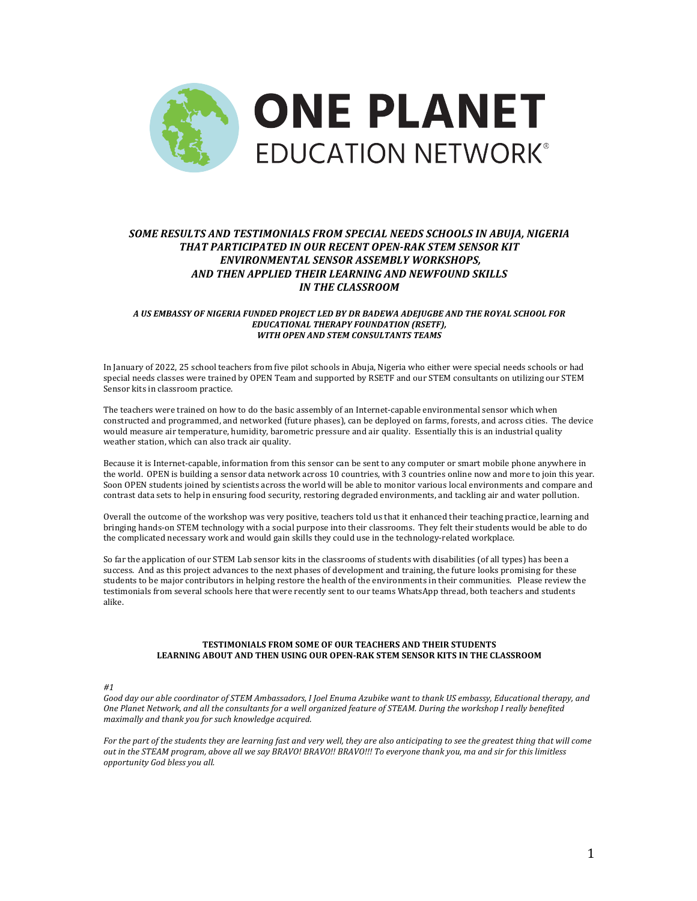# ONE PLANET
## EDUCATION NETWORK®

### *SOME RESULTS AND TESTIMONIALS FROM SPECIAL NEEDS SCHOOLS IN ABUJA, NIGERIA THAT PARTICIPATED IN OUR RECENT OPEN-RAK STEM SENSOR KIT ENVIRONMENTAL SENSOR ASSEMBLY WORKSHOPS, AND THEN APPLIED THEIR LEARNING AND NEWFOUND SKILLS IN THE CLASSROOM*

***A US EMBASSY OF NIGERIA FUNDED PROJECT LED BY DR BADEWA ADEJUGBE AND THE ROYAL SCHOOL FOR EDUCATIONAL THERAPY FOUNDATION (RSETF), WITH OPEN AND STEM CONSULTANTS TEAMS***

In January of 2022, 25 school teachers from five pilot schools in Abuja, Nigeria who either were special needs schools or had special needs classes were trained by OPEN Team and supported by RSETF and our STEM consultants on utilizing our STEM Sensor kits in classroom practice.

The teachers were trained on how to do the basic assembly of an Internet-capable environmental sensor which when constructed and programmed, and networked (future phases), can be deployed on farms, forests, and across cities. The device would measure air temperature, humidity, barometric pressure and air quality. Essentially this is an industrial quality weather station, which can also track air quality.

Because it is Internet-capable, information from this sensor can be sent to any computer or smart mobile phone anywhere in the world. OPEN is building a sensor data network across 10 countries, with 3 countries online now and more to join this year. Soon OPEN students joined by scientists across the world will be able to monitor various local environments and compare and contrast data sets to help in ensuring food security, restoring degraded environments, and tackling air and water pollution.

Overall the outcome of the workshop was very positive, teachers told us that it enhanced their teaching practice, learning and bringing hands-on STEM technology with a social purpose into their classrooms. They felt their students would be able to do the complicated necessary work and would gain skills they could use in the technology-related workplace.

So far the application of our STEM Lab sensor kits in the classrooms of students with disabilities (of all types) has been a success. And as this project advances to the next phases of development and training, the future looks promising for these students to be major contributors in helping restore the health of the environments in their communities. Please review the testimonials from several schools here that were recently sent to our teams WhatsApp thread, both teachers and students alike.

#### TESTIMONIALS FROM SOME OF OUR TEACHERS AND THEIR STUDENTS LEARNING ABOUT AND THEN USING OUR OPEN-RAK STEM SENSOR KITS IN THE CLASSROOM

*#1*

*Good day our able coordinator of STEM Ambassadors, I Joel Enuma Azubike want to thank US embassy, Educational therapy, and One Planet Network, and all the consultants for a well organized feature of STEAM. During the workshop I really benefited maximally and thank you for such knowledge acquired.*

*For the part of the students they are learning fast and very well, they are also anticipating to see the greatest thing that will come out in the STEAM program, above all we say BRAVO! BRAVO!! BRAVO!!! To everyone thank you, ma and sir for this limitless opportunity God bless you all.*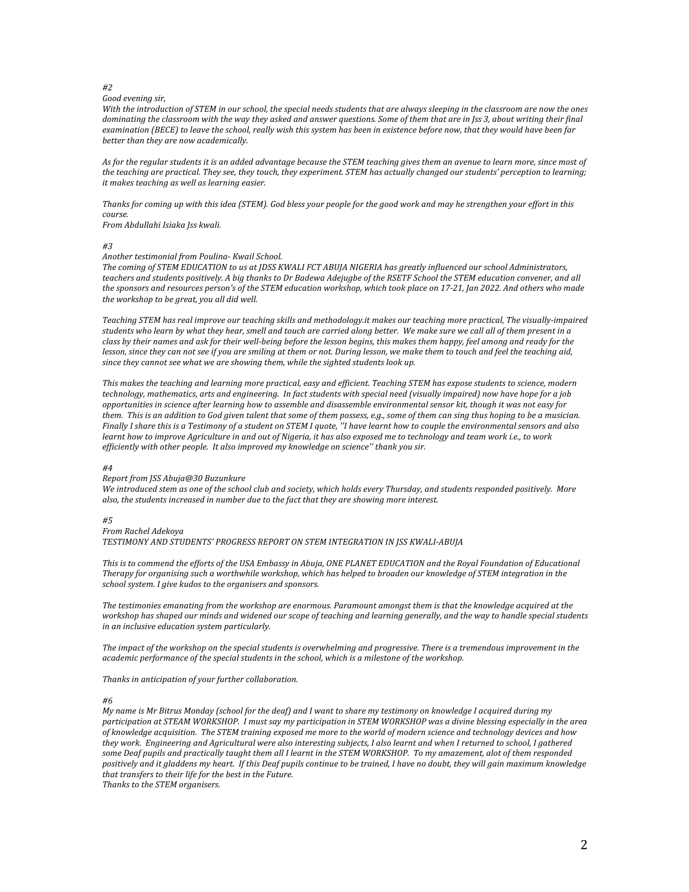*#2*

*Good evening sir,*

*With the introduction of STEM in our school, the special needs students that are always sleeping in the classroom are now the ones dominating the classroom with the way they asked and answer questions. Some of them that are in Jss 3, about writing their final examination (BECE) to leave the school, really wish this system has been in existence before now, that they would have been far better than they are now academically.*

*As for the regular students it is an added advantage because the STEM teaching gives them an avenue to learn more, since most of the teaching are practical. They see, they touch, they experiment. STEM has actually changed our students' perception to learning; it makes teaching as well as learning easier.*

*Thanks for coming up with this idea (STEM). God bless your people for the good work and may he strengthen your effort in this course.*
*From Abdullahi Isiaka Jss kwali.*

*#3*

*Another testimonial from Poulina- Kwail School.*
*The coming of STEM EDUCATION to us at JDSS KWALI FCT ABUJA NIGERIA has greatly influenced our school Administrators, teachers and students positively. A big thanks to Dr Badewa Adejugbe of the RSETF School the STEM education convener, and all the sponsors and resources person's of the STEM education workshop, which took place on 17-21, Jan 2022. And others who made the workshop to be great, you all did well.*

*Teaching STEM has real improve our teaching skills and methodology.it makes our teaching more practical, The visually-impaired students who learn by what they hear, smell and touch are carried along better. We make sure we call all of them present in a class by their names and ask for their well-being before the lesson begins, this makes them happy, feel among and ready for the lesson, since they can not see if you are smiling at them or not. During lesson, we make them to touch and feel the teaching aid, since they cannot see what we are showing them, while the sighted students look up.*

*This makes the teaching and learning more practical, easy and efficient. Teaching STEM has expose students to science, modern technology, mathematics, arts and engineering. In fact students with special need (visually impaired) now have hope for a job opportunities in science after learning how to assemble and disassemble environmental sensor kit, though it was not easy for them. This is an addition to God given talent that some of them possess, e.g., some of them can sing thus hoping to be a musician. Finally I share this is a Testimony of a student on STEM I quote, ''I have learnt how to couple the environmental sensors and also learnt how to improve Agriculture in and out of Nigeria, it has also exposed me to technology and team work i.e., to work efficiently with other people. It also improved my knowledge on science'' thank you sir.*

*#4*

*Report from JSS Abuja@30 Buzunkure*
*We introduced stem as one of the school club and society, which holds every Thursday, and students responded positively. More also, the students increased in number due to the fact that they are showing more interest.*

*#5*

*From Rachel Adekoya*
*TESTIMONY AND STUDENTS' PROGRESS REPORT ON STEM INTEGRATION IN JSS KWALI-ABUJA*

*This is to commend the efforts of the USA Embassy in Abuja, ONE PLANET EDUCATION and the Royal Foundation of Educational Therapy for organising such a worthwhile workshop, which has helped to broaden our knowledge of STEM integration in the school system. I give kudos to the organisers and sponsors.*

*The testimonies emanating from the workshop are enormous. Paramount amongst them is that the knowledge acquired at the workshop has shaped our minds and widened our scope of teaching and learning generally, and the way to handle special students in an inclusive education system particularly.*

*The impact of the workshop on the special students is overwhelming and progressive. There is a tremendous improvement in the academic performance of the special students in the school, which is a milestone of the workshop.*

*Thanks in anticipation of your further collaboration.*

*#6*

*My name is Mr Bitrus Monday (school for the deaf) and I want to share my testimony on knowledge I acquired during my participation at STEAM WORKSHOP. I must say my participation in STEM WORKSHOP was a divine blessing especially in the area of knowledge acquisition. The STEM training exposed me more to the world of modern science and technology devices and how they work. Engineering and Agricultural were also interesting subjects, I also learnt and when I returned to school, I gathered some Deaf pupils and practically taught them all I learnt in the STEM WORKSHOP. To my amazement, alot of them responded positively and it gladdens my heart. If this Deaf pupils continue to be trained, I have no doubt, they will gain maximum knowledge that transfers to their life for the best in the Future.*
*Thanks to the STEM organisers.*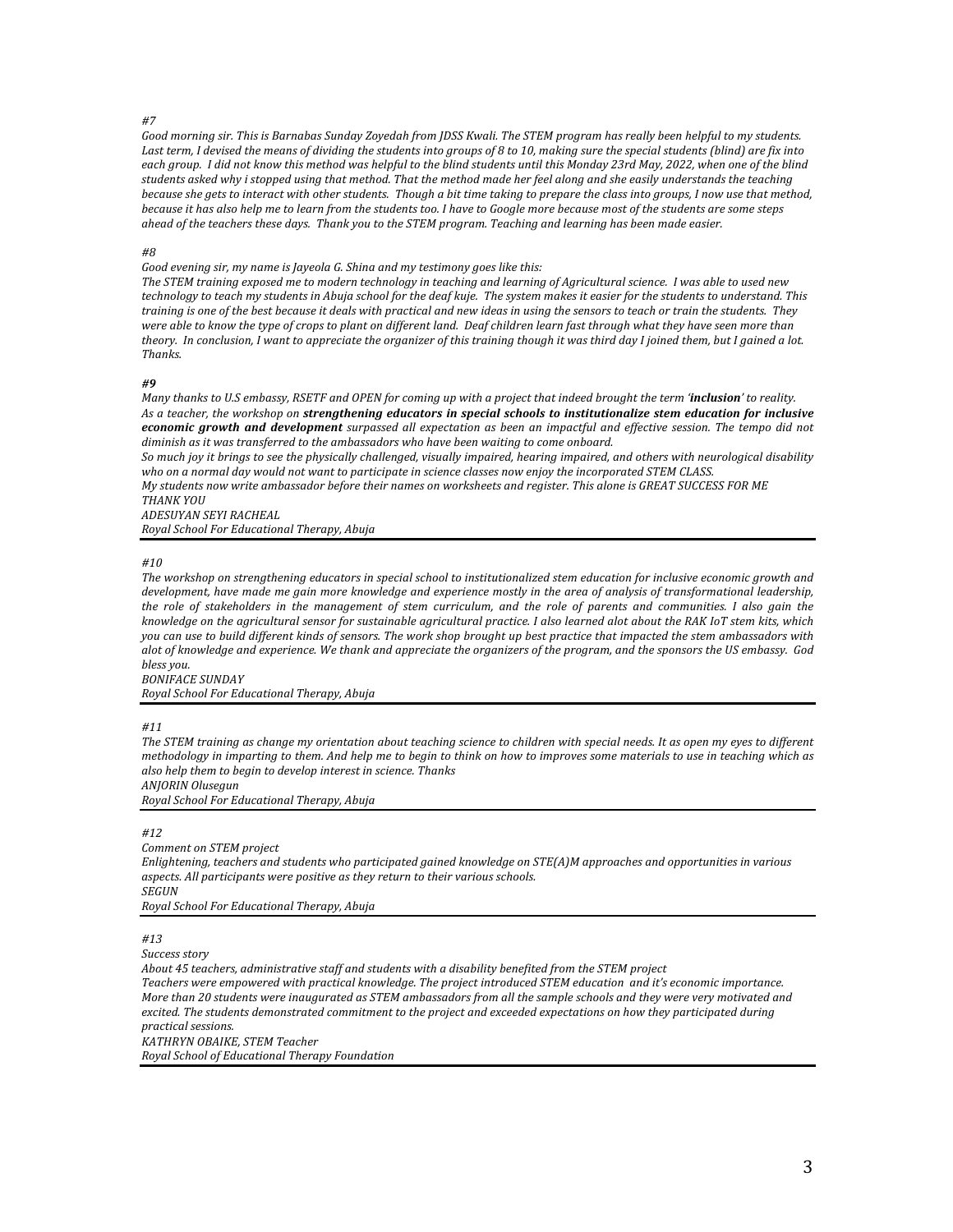*#7*

*Good morning sir. This is Barnabas Sunday Zoyedah from JDSS Kwali. The STEM program has really been helpful to my students. Last term, I devised the means of dividing the students into groups of 8 to 10, making sure the special students (blind) are fix into each group. I did not know this method was helpful to the blind students until this Monday 23rd May, 2022, when one of the blind students asked why i stopped using that method. That the method made her feel along and she easily understands the teaching because she gets to interact with other students. Though a bit time taking to prepare the class into groups, I now use that method, because it has also help me to learn from the students too. I have to Google more because most of the students are some steps ahead of the teachers these days. Thank you to the STEM program. Teaching and learning has been made easier.*

*#8*

*Good evening sir, my name is Jayeola G. Shina and my testimony goes like this:*
*The STEM training exposed me to modern technology in teaching and learning of Agricultural science. I was able to used new technology to teach my students in Abuja school for the deaf kuje. The system makes it easier for the students to understand. This training is one of the best because it deals with practical and new ideas in using the sensors to teach or train the students. They were able to know the type of crops to plant on different land. Deaf children learn fast through what they have seen more than theory. In conclusion, I want to appreciate the organizer of this training though it was third day I joined them, but I gained a lot. Thanks.*

***#9***

*Many thanks to U.S embassy, RSETF and OPEN for coming up with a project that indeed brought the term '**inclusion**' to reality. As a teacher, the workshop on **strengthening educators in special schools to institutionalize stem education for inclusive economic growth and development** surpassed all expectation as been an impactful and effective session. The tempo did not diminish as it was transferred to the ambassadors who have been waiting to come onboard.*
*So much joy it brings to see the physically challenged, visually impaired, hearing impaired, and others with neurological disability who on a normal day would not want to participate in science classes now enjoy the incorporated STEM CLASS.*
*My students now write ambassador before their names on worksheets and register. This alone is GREAT SUCCESS FOR ME*
*THANK YOU*
*ADESUYAN SEYI RACHEAL*
*Royal School For Educational Therapy, Abuja*

---

*#10*

*The workshop on strengthening educators in special school to institutionalized stem education for inclusive economic growth and development, have made me gain more knowledge and experience mostly in the area of analysis of transformational leadership, the role of stakeholders in the management of stem curriculum, and the role of parents and communities. I also gain the knowledge on the agricultural sensor for sustainable agricultural practice. I also learned alot about the RAK IoT stem kits, which you can use to build different kinds of sensors. The work shop brought up best practice that impacted the stem ambassadors with alot of knowledge and experience. We thank and appreciate the organizers of the program, and the sponsors the US embassy. God bless you.*
*BONIFACE SUNDAY*
*Royal School For Educational Therapy, Abuja*

---

*#11*

*The STEM training as change my orientation about teaching science to children with special needs. It as open my eyes to different methodology in imparting to them. And help me to begin to think on how to improves some materials to use in teaching which as also help them to begin to develop interest in science. Thanks*
*ANJORIN Olusegun*
*Royal School For Educational Therapy, Abuja*

---

*#12*

*Comment on STEM project*
*Enlightening, teachers and students who participated gained knowledge on STE(A)M approaches and opportunities in various aspects. All participants were positive as they return to their various schools.*
*SEGUN*
*Royal School For Educational Therapy, Abuja*

---

*#13*

*Success story*
*About 45 teachers, administrative staff and students with a disability benefited from the STEM project*
*Teachers were empowered with practical knowledge. The project introduced STEM education and it's economic importance. More than 20 students were inaugurated as STEM ambassadors from all the sample schools and they were very motivated and excited. The students demonstrated commitment to the project and exceeded expectations on how they participated during practical sessions.*
*KATHRYN OBAIKE, STEM Teacher*
*Royal School of Educational Therapy Foundation*

---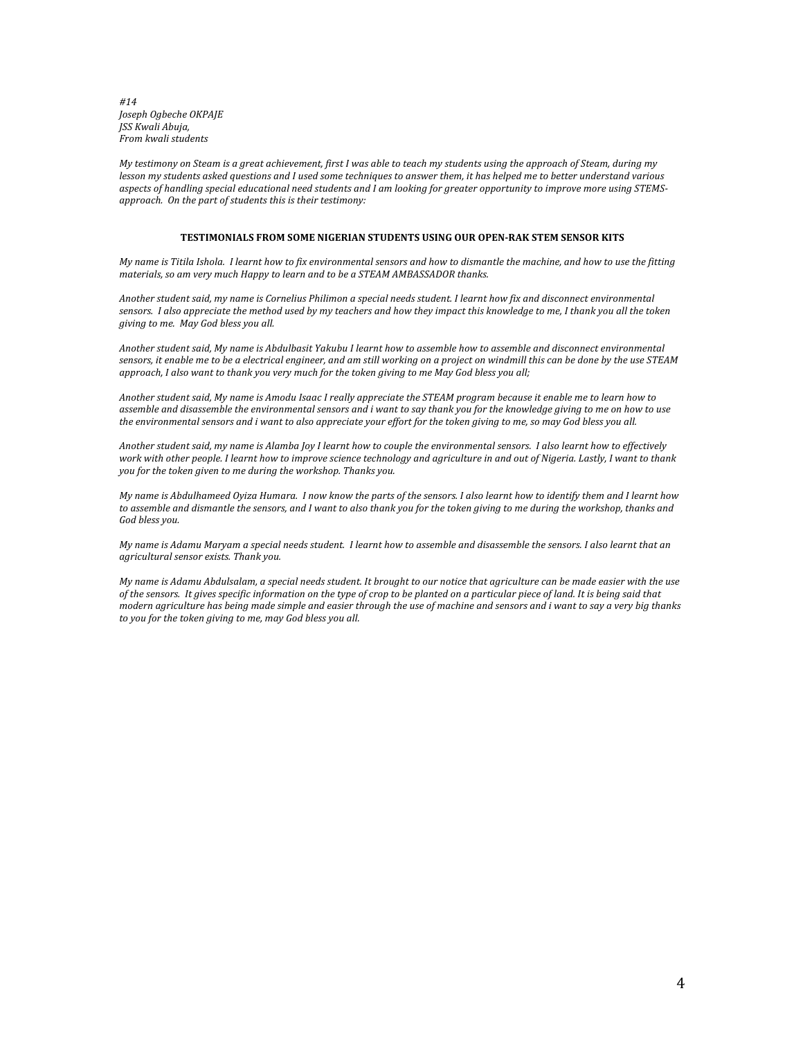*#14*
*Joseph Ogbeche OKPAJE*
*JSS Kwali Abuja,*
*From kwali students*

*My testimony on Steam is a great achievement, first I was able to teach my students using the approach of Steam, during my lesson my students asked questions and I used some techniques to answer them, it has helped me to better understand various aspects of handling special educational need students and I am looking for greater opportunity to improve more using STEMS-approach. On the part of students this is their testimony:*

**TESTIMONIALS FROM SOME NIGERIAN STUDENTS USING OUR OPEN-RAK STEM SENSOR KITS**

*My name is Titila Ishola. I learnt how to fix environmental sensors and how to dismantle the machine, and how to use the fitting materials, so am very much Happy to learn and to be a STEAM AMBASSADOR thanks.*

*Another student said, my name is Cornelius Philimon a special needs student. I learnt how fix and disconnect environmental sensors. I also appreciate the method used by my teachers and how they impact this knowledge to me, I thank you all the token giving to me. May God bless you all.*

*Another student said, My name is Abdulbasit Yakubu I learnt how to assemble how to assemble and disconnect environmental sensors, it enable me to be a electrical engineer, and am still working on a project on windmill this can be done by the use STEAM approach, I also want to thank you very much for the token giving to me May God bless you all;*

*Another student said, My name is Amodu Isaac I really appreciate the STEAM program because it enable me to learn how to assemble and disassemble the environmental sensors and i want to say thank you for the knowledge giving to me on how to use the environmental sensors and i want to also appreciate your effort for the token giving to me, so may God bless you all.*

*Another student said, my name is Alamba Joy I learnt how to couple the environmental sensors. I also learnt how to effectively work with other people. I learnt how to improve science technology and agriculture in and out of Nigeria. Lastly, I want to thank you for the token given to me during the workshop. Thanks you.*

*My name is Abdulhameed Oyiza Humara. I now know the parts of the sensors. I also learnt how to identify them and I learnt how to assemble and dismantle the sensors, and I want to also thank you for the token giving to me during the workshop, thanks and God bless you.*

*My name is Adamu Maryam a special needs student. I learnt how to assemble and disassemble the sensors. I also learnt that an agricultural sensor exists. Thank you.*

*My name is Adamu Abdulsalam, a special needs student. It brought to our notice that agriculture can be made easier with the use of the sensors. It gives specific information on the type of crop to be planted on a particular piece of land. It is being said that modern agriculture has being made simple and easier through the use of machine and sensors and i want to say a very big thanks to you for the token giving to me, may God bless you all.*